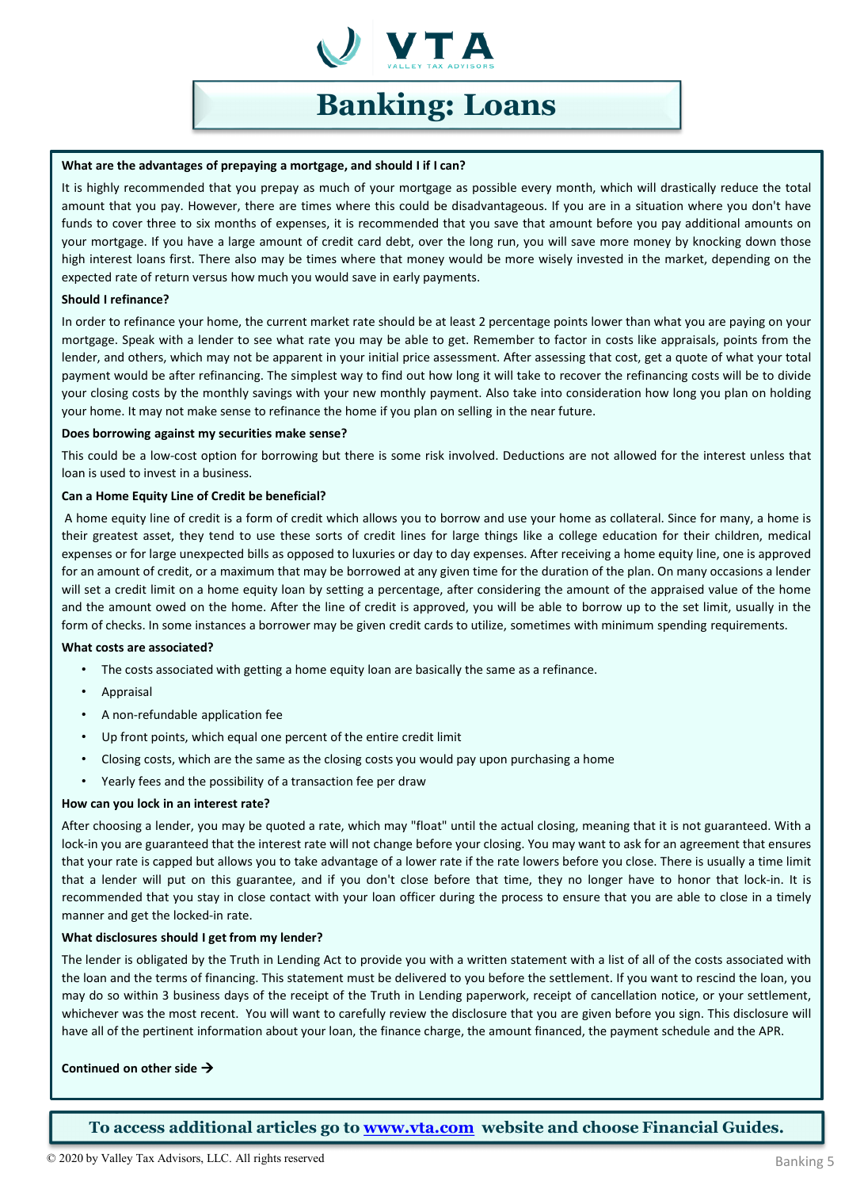# Banking: Loans

**What are the advantages of prepaying a mortgage, and should I if I can?**

It is highly recommended that you prepay as much of your mortgage as possible every month, which will drastically reduce the total amount that you pay. However, there are times where this could be disadvantageous. If you are in a situation where you don't have funds to cover three to six months of expenses, it is recommended that you save that amount before you pay additional amounts on your mortgage. If you have a large amount of credit card debt, over the long run, you will save more money by knocking down those high interest loans first. There also may be times where that money would be more wisely invested in the market, depending on the expected rate of return versus how much you would save in early payments.

**Should I refinance?**

In order to refinance your home, the current market rate should be at least 2 percentage points lower than what you are paying on your mortgage. Speak with a lender to see what rate you may be able to get. Remember to factor in costs like appraisals, points from the lender, and others, which may not be apparent in your initial price assessment. After assessing that cost, get a quote of what your total payment would be after refinancing. The simplest way to find out how long it will take to recover the refinancing costs will be to divide your closing costs by the monthly savings with your new monthly payment. Also take into consideration how long you plan on holding your home. It may not make sense to refinance the home if you plan on selling in the near future.

**Does borrowing against my securities make sense?**

This could be a low-cost option for borrowing but there is some risk involved. Deductions are not allowed for the interest unless that loan is used to invest in a business.

**Can a Home Equity Line of Credit be beneficial?**

A home equity line of credit is a form of credit which allows you to borrow and use your home as collateral. Since for many, a home is their greatest asset, they tend to use these sorts of credit lines for large things like a college education for their children, medical expenses or for large unexpected bills as opposed to luxuries or day to day expenses. After receiving a home equity line, one is approved for an amount of credit, or a maximum that may be borrowed at any given time for the duration of the plan. On many occasions a lender will set a credit limit on a home equity loan by setting a percentage, after considering the amount of the appraised value of the home and the amount owed on the home. After the line of credit is approved, you will be able to borrow up to the set limit, usually in the form of checks. In some instances a borrower may be given credit cards to utilize, sometimes with minimum spending requirements.

**What costs are associated?**

- The costs associated with getting a home equity loan are basically the same as a refinance.
- Appraisal
- A non-refundable application fee
- Up front points, which equal one percent of the entire credit limit
- Closing costs, which are the same as the closing costs you would pay upon purchasing a home
- Yearly fees and the possibility of a transaction fee per draw

**How can you lock in an interest rate?**

After choosing a lender, you may be quoted a rate, which may "float" until the actual closing, meaning that it is not guaranteed. With a lock-in you are guaranteed that the interest rate will not change before your closing. You may want to ask for an agreement that ensures that your rate is capped but allows you to take advantage of a lower rate if the rate lowers before you close. There is usually a time limit that a lender will put on this guarantee, and if you don't close before that time, they no longer have to honor that lock-in. It is recommended that you stay in close contact with your loan officer during the process to ensure that you are able to close in a timely manner and get the locked-in rate.

**What disclosures should I get from my lender?**

The lender is obligated by the Truth in Lending Act to provide you with a written statement with a list of all of the costs associated with the loan and the terms of financing. This statement must be delivered to you before the settlement. If you want to rescind the loan, you may do so within 3 business days of the receipt of the Truth in Lending paperwork, receipt of cancellation notice, or your settlement, whichever was the most recent. You will want to carefully review the disclosure that you are given before you sign. This disclosure will have all of the pertinent information about your loan, the finance charge, the amount financed, the payment schedule and the APR.

**Continued on other side →**

**To access additional articles go to [www.vta.com](http://www.vta.com) website and choose Financial Guides.**

© 2020 by Valley Tax Advisors, LLC. All rights reserved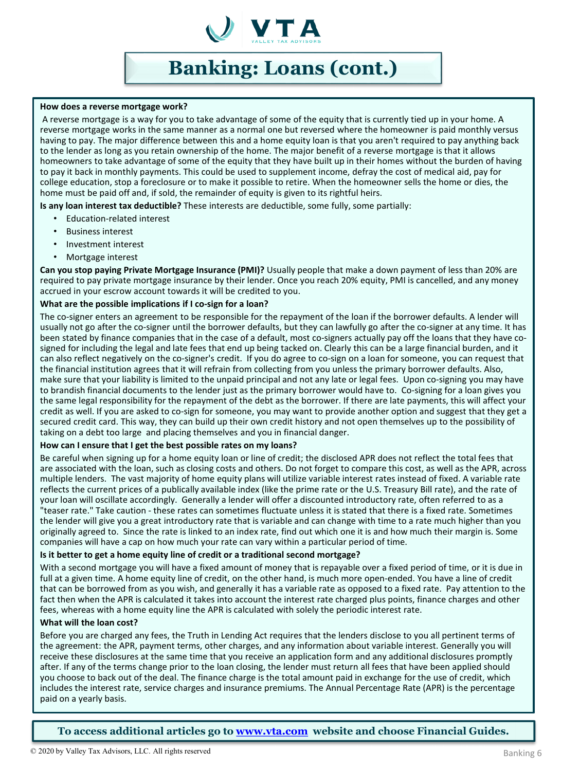# Banking: Loans (cont.)

**How does a reverse mortgage work?**

A reverse mortgage is a way for you to take advantage of some of the equity that is currently tied up in your home. A reverse mortgage works in the same manner as a normal one but reversed where the homeowner is paid monthly versus having to pay. The major difference between this and a home equity loan is that you aren't required to pay anything back to the lender as long as you retain ownership of the home. The major benefit of a reverse mortgage is that it allows homeowners to take advantage of some of the equity that they have built up in their homes without the burden of having to pay it back in monthly payments. This could be used to supplement income, defray the cost of medical aid, pay for college education, stop a foreclosure or to make it possible to retire. When the homeowner sells the home or dies, the home must be paid off and, if sold, the remainder of equity is given to its rightful heirs.

**Is any loan interest tax deductible?** These interests are deductible, some fully, some partially:

- Education-related interest
- Business interest
- Investment interest
- Mortgage interest

**Can you stop paying Private Mortgage Insurance (PMI)?** Usually people that make a down payment of less than 20% are required to pay private mortgage insurance by their lender. Once you reach 20% equity, PMI is cancelled, and any money accrued in your escrow account towards it will be credited to you.

**What are the possible implications if I co-sign for a loan?**

The co-signer enters an agreement to be responsible for the repayment of the loan if the borrower defaults. A lender will usually not go after the co-signer until the borrower defaults, but they can lawfully go after the co-signer at any time. It has been stated by finance companies that in the case of a default, most co-signers actually pay off the loans that they have co-signed for including the legal and late fees that end up being tacked on. Clearly this can be a large financial burden, and it can also reflect negatively on the co-signer's credit. If you do agree to co-sign on a loan for someone, you can request that the financial institution agrees that it will refrain from collecting from you unless the primary borrower defaults. Also, make sure that your liability is limited to the unpaid principal and not any late or legal fees. Upon co-signing you may have to brandish financial documents to the lender just as the primary borrower would have to. Co-signing for a loan gives you the same legal responsibility for the repayment of the debt as the borrower. If there are late payments, this will affect your credit as well. If you are asked to co-sign for someone, you may want to provide another option and suggest that they get a secured credit card. This way, they can build up their own credit history and not open themselves up to the possibility of taking on a debt too large and placing themselves and you in financial danger.

**How can I ensure that I get the best possible rates on my loans?**

Be careful when signing up for a home equity loan or line of credit; the disclosed APR does not reflect the total fees that are associated with the loan, such as closing costs and others. Do not forget to compare this cost, as well as the APR, across multiple lenders. The vast majority of home equity plans will utilize variable interest rates instead of fixed. A variable rate reflects the current prices of a publically available index (like the prime rate or the U.S. Treasury Bill rate), and the rate of your loan will oscillate accordingly. Generally a lender will offer a discounted introductory rate, often referred to as a "teaser rate." Take caution - these rates can sometimes fluctuate unless it is stated that there is a fixed rate. Sometimes the lender will give you a great introductory rate that is variable and can change with time to a rate much higher than you originally agreed to. Since the rate is linked to an index rate, find out which one it is and how much their margin is. Some companies will have a cap on how much your rate can vary within a particular period of time.

**Is it better to get a home equity line of credit or a traditional second mortgage?**

With a second mortgage you will have a fixed amount of money that is repayable over a fixed period of time, or it is due in full at a given time. A home equity line of credit, on the other hand, is much more open-ended. You have a line of credit that can be borrowed from as you wish, and generally it has a variable rate as opposed to a fixed rate. Pay attention to the fact then when the APR is calculated it takes into account the interest rate charged plus points, finance charges and other fees, whereas with a home equity line the APR is calculated with solely the periodic interest rate.

**What will the loan cost?**

Before you are charged any fees, the Truth in Lending Act requires that the lenders disclose to you all pertinent terms of the agreement: the APR, payment terms, other charges, and any information about variable interest. Generally you will receive these disclosures at the same time that you receive an application form and any additional disclosures promptly after. If any of the terms change prior to the loan closing, the lender must return all fees that have been applied should you choose to back out of the deal. The finance charge is the total amount paid in exchange for the use of credit, which includes the interest rate, service charges and insurance premiums. The Annual Percentage Rate (APR) is the percentage paid on a yearly basis.

**To access additional articles go to [www.vta.com](www.vta.com) website and choose Financial Guides.**

© 2020 by Valley Tax Advisors, LLC. All rights reserved